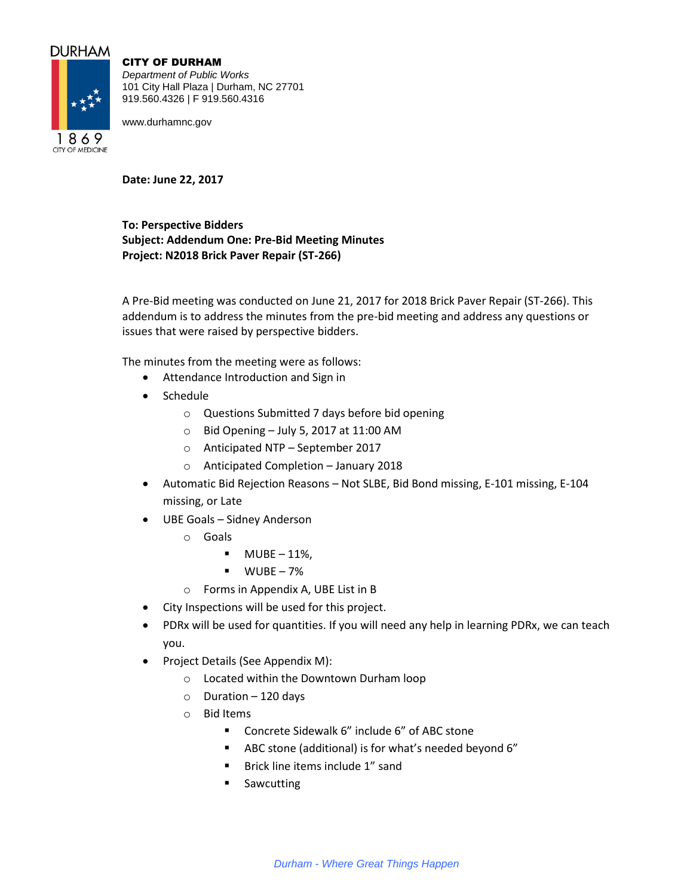**CITY OF DURHAM**
*Department of Public Works*
101 City Hall Plaza | Durham, NC 27701
919.560.4326 | F 919.560.4316

www.durhamnc.gov

**Date: June 22, 2017**

**To: Perspective Bidders**
**Subject: Addendum One: Pre-Bid Meeting Minutes**
**Project: N2018 Brick Paver Repair (ST-266)**

A Pre-Bid meeting was conducted on June 21, 2017 for 2018 Brick Paver Repair (ST-266). This addendum is to address the minutes from the pre-bid meeting and address any questions or issues that were raised by perspective bidders.

The minutes from the meeting were as follows:

- Attendance Introduction and Sign in
- Schedule
  - Questions Submitted 7 days before bid opening
  - Bid Opening – July 5, 2017 at 11:00 AM
  - Anticipated NTP – September 2017
  - Anticipated Completion – January 2018
- Automatic Bid Rejection Reasons – Not SLBE, Bid Bond missing, E-101 missing, E-104 missing, or Late
- UBE Goals – Sidney Anderson
  - Goals
    - MUBE – 11%,
    - WUBE – 7%
  - Forms in Appendix A, UBE List in B
- City Inspections will be used for this project.
- PDRx will be used for quantities. If you will need any help in learning PDRx, we can teach you.
- Project Details (See Appendix M):
  - Located within the Downtown Durham loop
  - Duration – 120 days
  - Bid Items
    - Concrete Sidewalk 6" include 6" of ABC stone
    - ABC stone (additional) is for what's needed beyond 6"
    - Brick line items include 1" sand
    - Sawcutting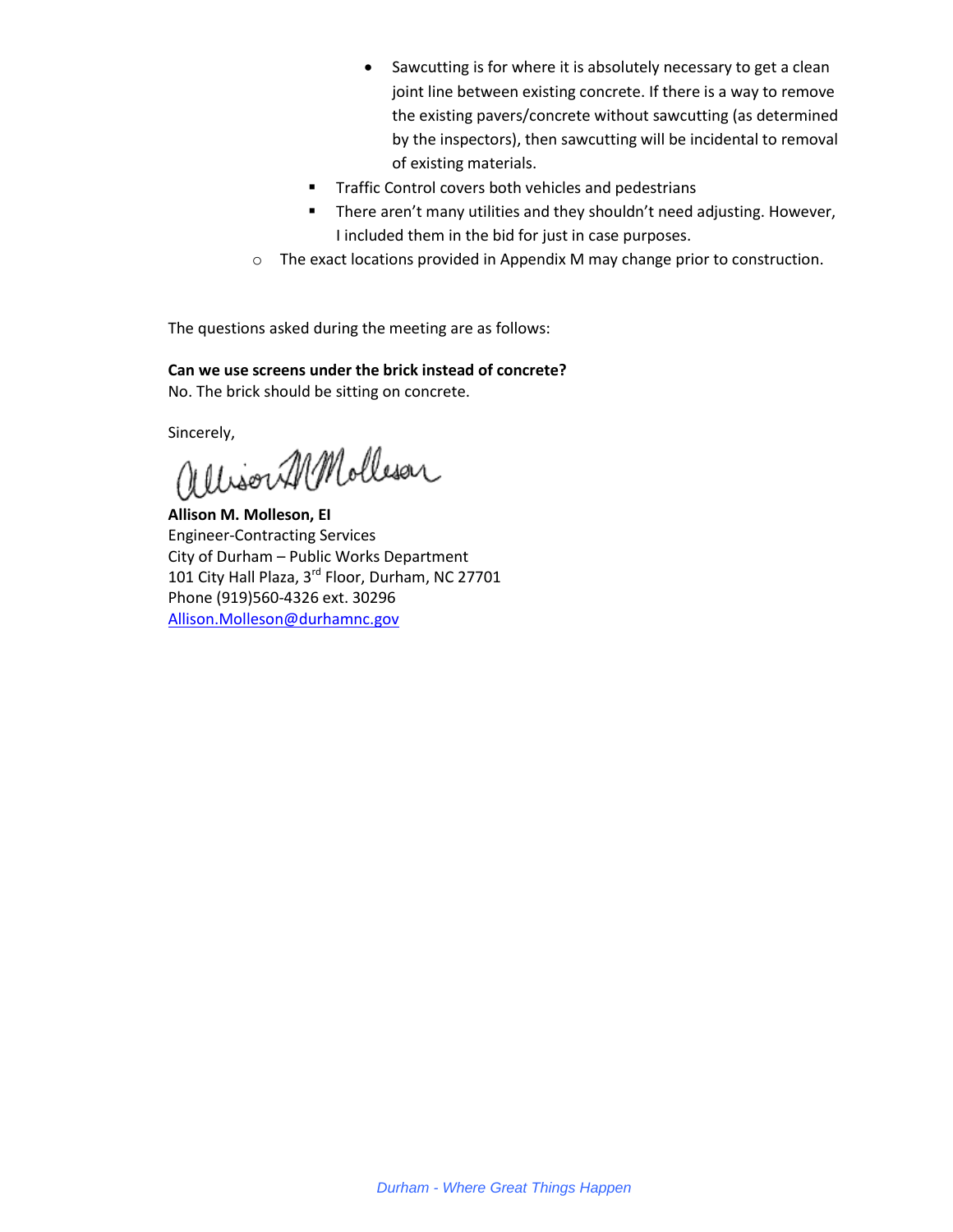- Sawcutting is for where it is absolutely necessary to get a clean joint line between existing concrete. If there is a way to remove the existing pavers/concrete without sawcutting (as determined by the inspectors), then sawcutting will be incidental to removal of existing materials.
    - Traffic Control covers both vehicles and pedestrians
    - There aren't many utilities and they shouldn't need adjusting. However, I included them in the bid for just in case purposes.
  - The exact locations provided in Appendix M may change prior to construction.

The questions asked during the meeting are as follows:

**Can we use screens under the brick instead of concrete?**
No. The brick should be sitting on concrete.

Sincerely,

**Allison M. Molleson, EI**
Engineer-Contracting Services
City of Durham – Public Works Department
101 City Hall Plaza, 3rd Floor, Durham, NC 27701
Phone (919)560-4326 ext. 30296
Allison.Molleson@durhamnc.gov